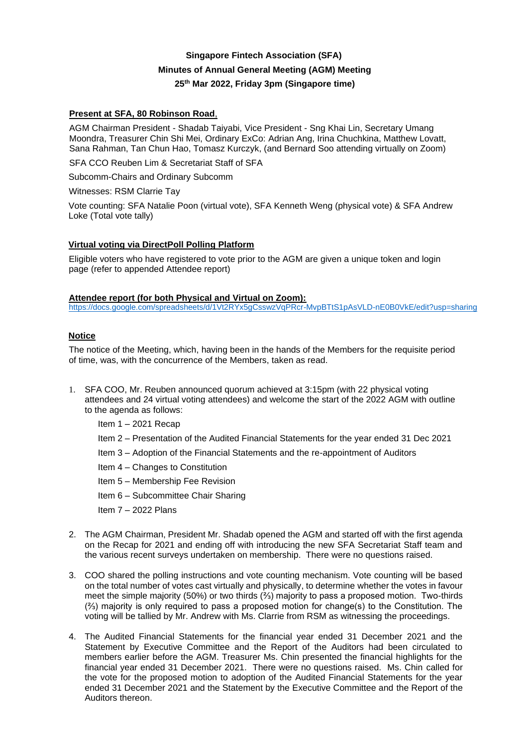# Singapore Fintech Association (SFA)

## Minutes of Annual General Meeting (AGM) Meeting

### 25th Mar 2022, Friday 3pm (Singapore time)

**Present at SFA, 80 Robinson Road**,

AGM Chairman President - Shadab Taiyabi, Vice President - Sng Khai Lin, Secretary Umang Moondra, Treasurer Chin Shi Mei, Ordinary ExCo: Adrian Ang, Irina Chuchkina, Matthew Lovatt, Sana Rahman, Tan Chun Hao, Tomasz Kurczyk, (and Bernard Soo attending virtually on Zoom)

SFA CCO Reuben Lim & Secretariat Staff of SFA

Subcomm-Chairs and Ordinary Subcomm

Witnesses: RSM Clarrie Tay

Vote counting: SFA Natalie Poon (virtual vote), SFA Kenneth Weng (physical vote) & SFA Andrew Loke (Total vote tally)

**Virtual voting via DirectPoll Polling Platform**

Eligible voters who have registered to vote prior to the AGM are given a unique token and login page (refer to appended Attendee report)

**Attendee report (for both Physical and Virtual on Zoom):**

https://docs.google.com/spreadsheets/d/1Vt2RYx5gCsswzVqPRcr-MvpBTtS1pAsVLD-nE0B0VkE/edit?usp=sharing

**Notice**

The notice of the Meeting, which, having been in the hands of the Members for the requisite period of time, was, with the concurrence of the Members, taken as read.

1. SFA COO, Mr. Reuben announced quorum achieved at 3:15pm (with 22 physical voting attendees and 24 virtual voting attendees) and welcome the start of the 2022 AGM with outline to the agenda as follows:

   Item 1 – 2021 Recap

   Item 2 – Presentation of the Audited Financial Statements for the year ended 31 Dec 2021

   Item 3 – Adoption of the Financial Statements and the re-appointment of Auditors

   Item 4 – Changes to Constitution

   Item 5 – Membership Fee Revision

   Item 6 – Subcommittee Chair Sharing

   Item 7 – 2022 Plans

2. The AGM Chairman, President Mr. Shadab opened the AGM and started off with the first agenda on the Recap for 2021 and ending off with introducing the new SFA Secretariat Staff team and the various recent surveys undertaken on membership. There were no questions raised.

3. COO shared the polling instructions and vote counting mechanism. Vote counting will be based on the total number of votes cast virtually and physically, to determine whether the votes in favour meet the simple majority (50%) or two thirds (⅔) majority to pass a proposed motion. Two-thirds (⅔) majority is only required to pass a proposed motion for change(s) to the Constitution. The voting will be tallied by Mr. Andrew with Ms. Clarrie from RSM as witnessing the proceedings.

4. The Audited Financial Statements for the financial year ended 31 December 2021 and the Statement by Executive Committee and the Report of the Auditors had been circulated to members earlier before the AGM. Treasurer Ms. Chin presented the financial highlights for the financial year ended 31 December 2021. There were no questions raised. Ms. Chin called for the vote for the proposed motion to adoption of the Audited Financial Statements for the year ended 31 December 2021 and the Statement by the Executive Committee and the Report of the Auditors thereon.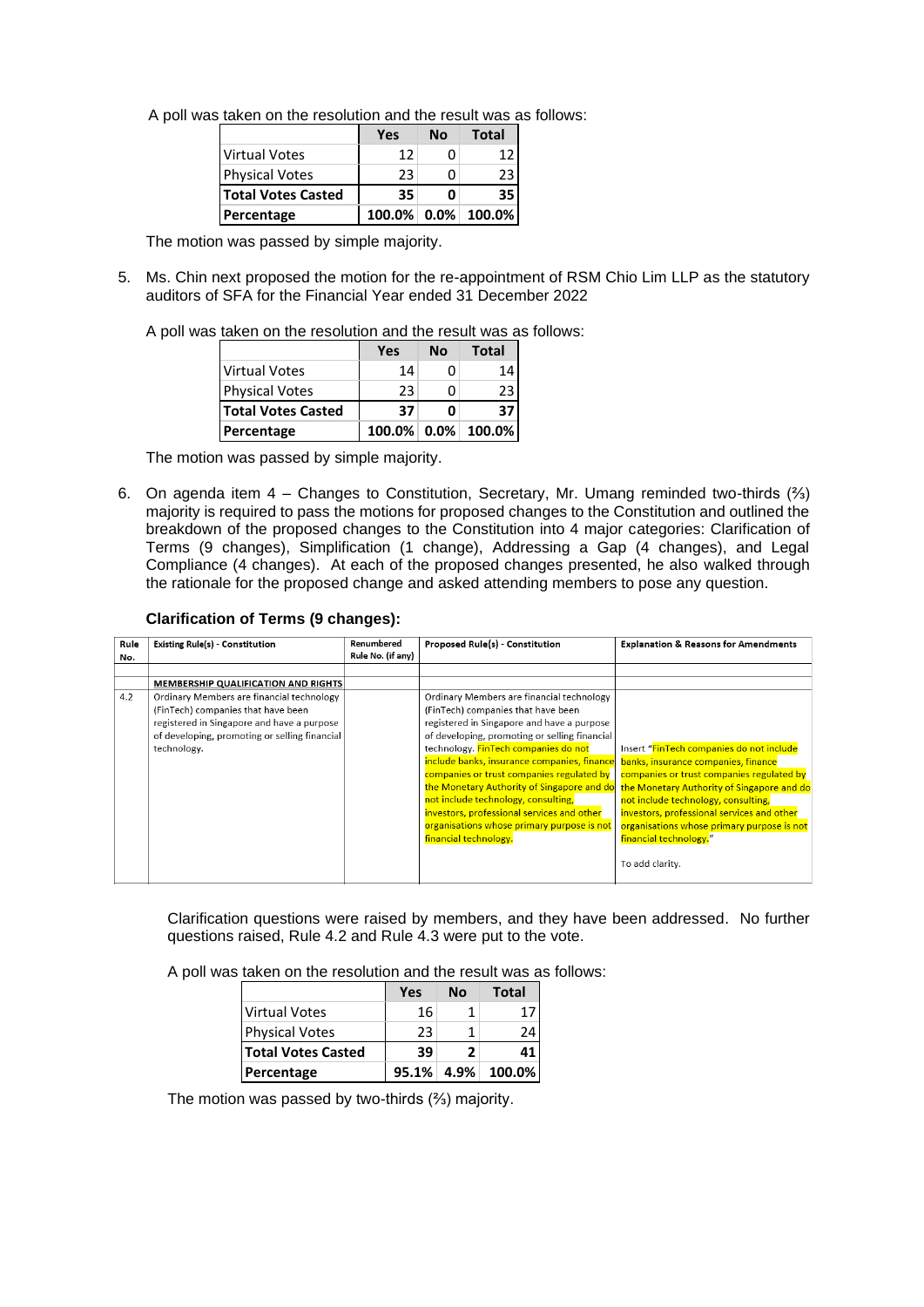A poll was taken on the resolution and the result was as follows:

| | Yes | No | Total |
|---|---|---|---|
| Virtual Votes | 12 | 0 | 12 |
| Physical Votes | 23 | 0 | 23 |
| **Total Votes Casted** | **35** | **0** | **35** |
| **Percentage** | **100.0%** | **0.0%** | **100.0%** |

The motion was passed by simple majority.

5. Ms. Chin next proposed the motion for the re-appointment of RSM Chio Lim LLP as the statutory auditors of SFA for the Financial Year ended 31 December 2022

A poll was taken on the resolution and the result was as follows:

| | Yes | No | Total |
|---|---|---|---|
| Virtual Votes | 14 | 0 | 14 |
| Physical Votes | 23 | 0 | 23 |
| **Total Votes Casted** | **37** | **0** | **37** |
| **Percentage** | **100.0%** | **0.0%** | **100.0%** |

The motion was passed by simple majority.

6. On agenda item 4 – Changes to Constitution, Secretary, Mr. Umang reminded two-thirds (⅔) majority is required to pass the motions for proposed changes to the Constitution and outlined the breakdown of the proposed changes to the Constitution into 4 major categories: Clarification of Terms (9 changes), Simplification (1 change), Addressing a Gap (4 changes), and Legal Compliance (4 changes). At each of the proposed changes presented, he also walked through the rationale for the proposed change and asked attending members to pose any question.

**Clarification of Terms (9 changes):**

| Rule No. | Existing Rule(s) - Constitution | Renumbered Rule No. (if any) | Proposed Rule(s) - Constitution | Explanation & Reasons for Amendments |
|---|---|---|---|---|
| | | | | |
| | **MEMBERSHIP QUALIFICATION AND RIGHTS** | | | |
| 4.2 | Ordinary Members are financial technology (FinTech) companies that have been registered in Singapore and have a purpose of developing, promoting or selling financial technology. | | Ordinary Members are financial technology (FinTech) companies that have been registered in Singapore and have a purpose of developing, promoting or selling financial technology. FinTech companies do not include banks, insurance companies, finance companies or trust companies regulated by the Monetary Authority of Singapore and do not include technology, consulting, investors, professional services and other organisations whose primary purpose is not financial technology. | Insert "FinTech companies do not include banks, insurance companies, finance companies or trust companies regulated by the Monetary Authority of Singapore and do not include technology, consulting, investors, professional services and other organisations whose primary purpose is not financial technology." To add clarity. |

Clarification questions were raised by members, and they have been addressed. No further questions raised, Rule 4.2 and Rule 4.3 were put to the vote.

A poll was taken on the resolution and the result was as follows:

| | Yes | No | Total |
|---|---|---|---|
| Virtual Votes | 16 | 1 | 17 |
| Physical Votes | 23 | 1 | 24 |
| **Total Votes Casted** | **39** | **2** | **41** |
| **Percentage** | **95.1%** | **4.9%** | **100.0%** |

The motion was passed by two-thirds (⅔) majority.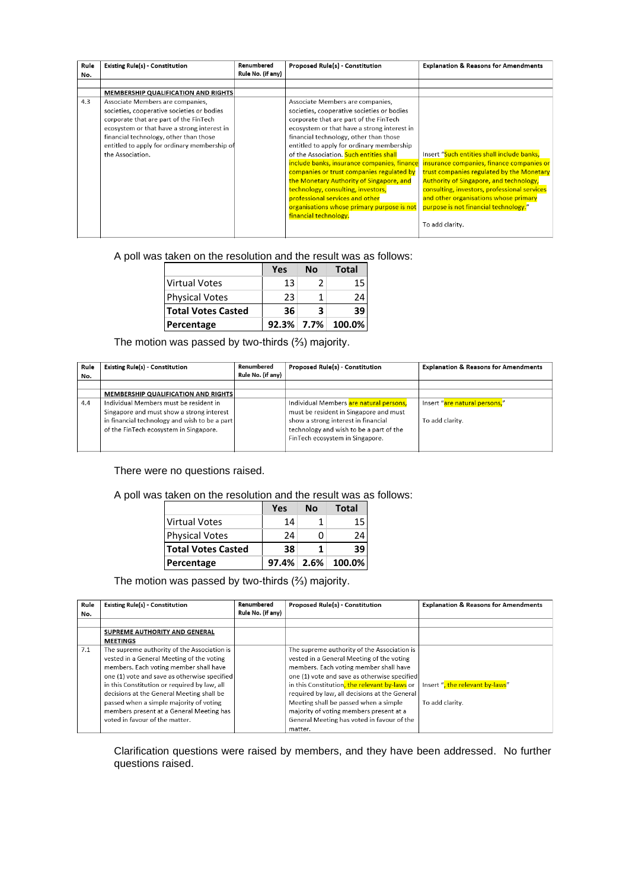| Rule No. | Existing Rule(s) - Constitution | Renumbered Rule No. (if any) | Proposed Rule(s) - Constitution | Explanation & Reasons for Amendments |
|---|---|---|---|---|
| | | | | |
| | **MEMBERSHIP QUALIFICATION AND RIGHTS** | | | |
| 4.3 | Associate Members are companies, societies, cooperative societies or bodies corporate that are part of the FinTech ecosystem or that have a strong interest in financial technology, other than those entitled to apply for ordinary membership of the Association. | | Associate Members are companies, societies, cooperative societies or bodies corporate that are part of the FinTech ecosystem or that have a strong interest in financial technology, other than those entitled to apply for ordinary membership of the Association. Such entities shall include banks, insurance companies, finance companies or trust companies regulated by the Monetary Authority of Singapore, and technology, consulting, investors, professional services and other organisations whose primary purpose is not financial technology. | Insert "Such entities shall include banks, insurance companies, finance companies or trust companies regulated by the Monetary Authority of Singapore, and technology, consulting, investors, professional services and other organisations whose primary purpose is not financial technology."<br><br>To add clarity. |

A poll was taken on the resolution and the result was as follows:

| | Yes | No | Total |
|---|---|---|---|
| Virtual Votes | 13 | 2 | 15 |
| Physical Votes | 23 | 1 | 24 |
| **Total Votes Casted** | **36** | **3** | **39** |
| **Percentage** | **92.3%** | **7.7%** | **100.0%** |

The motion was passed by two-thirds (⅔) majority.

| Rule No. | Existing Rule(s) - Constitution | Renumbered Rule No. (if any) | Proposed Rule(s) - Constitution | Explanation & Reasons for Amendments |
|---|---|---|---|---|
| | | | | |
| | **MEMBERSHIP QUALIFICATION AND RIGHTS** | | | |
| 4.4 | Individual Members must be resident in Singapore and must show a strong interest in financial technology and wish to be a part of the FinTech ecosystem in Singapore. | | Individual Members are natural persons, must be resident in Singapore and must show a strong interest in financial technology and wish to be a part of the FinTech ecosystem in Singapore. | Insert "are natural persons,"<br><br>To add clarity. |

There were no questions raised.

A poll was taken on the resolution and the result was as follows:

| | Yes | No | Total |
|---|---|---|---|
| Virtual Votes | 14 | 1 | 15 |
| Physical Votes | 24 | 0 | 24 |
| **Total Votes Casted** | **38** | **1** | **39** |
| **Percentage** | **97.4%** | **2.6%** | **100.0%** |

The motion was passed by two-thirds (⅔) majority.

| Rule No. | Existing Rule(s) - Constitution | Renumbered Rule No. (if any) | Proposed Rule(s) - Constitution | Explanation & Reasons for Amendments |
|---|---|---|---|---|
| | | | | |
| | **SUPREME AUTHORITY AND GENERAL MEETINGS** | | | |
| 7.1 | The supreme authority of the Association is vested in a General Meeting of the voting members. Each voting member shall have one (1) vote and save as otherwise specified in this Constitution or required by law, all decisions at the General Meeting shall be passed when a simple majority of voting members present at a General Meeting has voted in favour of the matter. | | The supreme authority of the Association is vested in a General Meeting of the voting members. Each voting member shall have one (1) vote and save as otherwise specified in this Constitution, the relevant by-laws or required by law, all decisions at the General Meeting shall be passed when a simple majority of voting members present at a General Meeting has voted in favour of the matter. | Insert ", the relevant by-laws"<br><br>To add clarity. |

Clarification questions were raised by members, and they have been addressed. No further questions raised.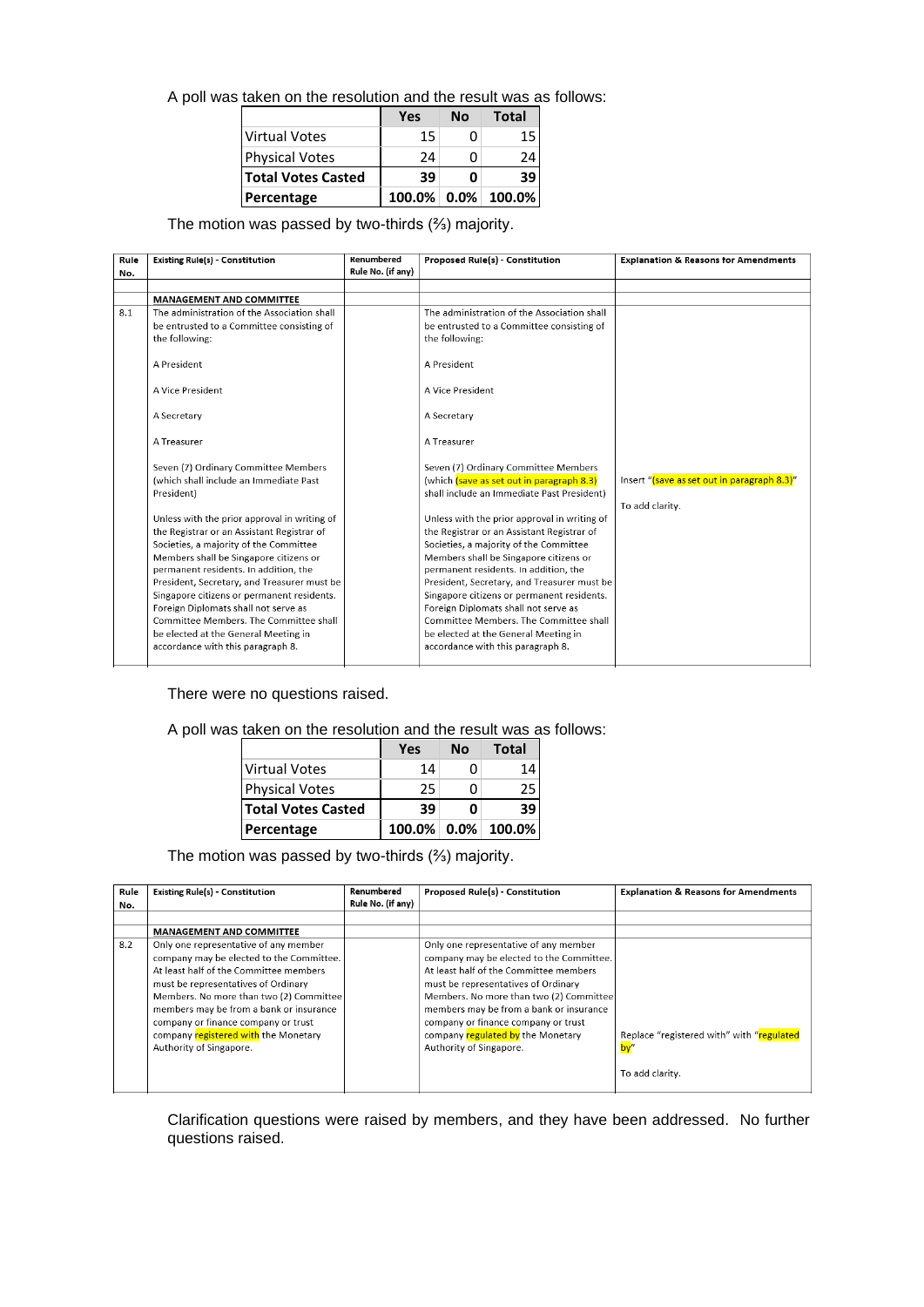A poll was taken on the resolution and the result was as follows:

| | Yes | No | Total |
|---|---|---|---|
| Virtual Votes | 15 | 0 | 15 |
| Physical Votes | 24 | 0 | 24 |
| **Total Votes Casted** | **39** | **0** | **39** |
| **Percentage** | **100.0%** | **0.0%** | **100.0%** |

The motion was passed by two-thirds (⅔) majority.

| Rule No. | Existing Rule(s) - Constitution | Renumbered Rule No. (if any) | Proposed Rule(s) - Constitution | Explanation & Reasons for Amendments |
|---|---|---|---|---|
| | | | | |
| | **MANAGEMENT AND COMMITTEE** | | | |
| 8.1 | The administration of the Association shall be entrusted to a Committee consisting of the following:<br><br>A President<br><br>A Vice President<br><br>A Secretary<br><br>A Treasurer<br><br>Seven (7) Ordinary Committee Members (which shall include an Immediate Past President)<br><br>Unless with the prior approval in writing of the Registrar or an Assistant Registrar of Societies, a majority of the Committee Members shall be Singapore citizens or permanent residents. In addition, the President, Secretary, and Treasurer must be Singapore citizens or permanent residents. Foreign Diplomats shall not serve as Committee Members. The Committee shall be elected at the General Meeting in accordance with this paragraph 8. | | The administration of the Association shall be entrusted to a Committee consisting of the following:<br><br>A President<br><br>A Vice President<br><br>A Secretary<br><br>A Treasurer<br><br>Seven (7) Ordinary Committee Members (which (save as set out in paragraph 8.3) shall include an Immediate Past President)<br><br>Unless with the prior approval in writing of the Registrar or an Assistant Registrar of Societies, a majority of the Committee Members shall be Singapore citizens or permanent residents. In addition, the President, Secretary, and Treasurer must be Singapore citizens or permanent residents. Foreign Diplomats shall not serve as Committee Members. The Committee shall be elected at the General Meeting in accordance with this paragraph 8. | Insert "(save as set out in paragraph 8.3)"<br><br>To add clarity. |

There were no questions raised.

A poll was taken on the resolution and the result was as follows:

| | Yes | No | Total |
|---|---|---|---|
| Virtual Votes | 14 | 0 | 14 |
| Physical Votes | 25 | 0 | 25 |
| **Total Votes Casted** | **39** | **0** | **39** |
| **Percentage** | **100.0%** | **0.0%** | **100.0%** |

The motion was passed by two-thirds (⅔) majority.

| Rule No. | Existing Rule(s) - Constitution | Renumbered Rule No. (if any) | Proposed Rule(s) - Constitution | Explanation & Reasons for Amendments |
|---|---|---|---|---|
| | | | | |
| | **MANAGEMENT AND COMMITTEE** | | | |
| 8.2 | Only one representative of any member company may be elected to the Committee. At least half of the Committee members must be representatives of Ordinary Members. No more than two (2) Committee members may be from a bank or insurance company or finance company or trust company registered with the Monetary Authority of Singapore. | | Only one representative of any member company may be elected to the Committee. At least half of the Committee members must be representatives of Ordinary Members. No more than two (2) Committee members may be from a bank or insurance company or finance company or trust company regulated by the Monetary Authority of Singapore. | Replace "registered with" with "regulated by"<br><br>To add clarity. |

Clarification questions were raised by members, and they have been addressed. No further questions raised.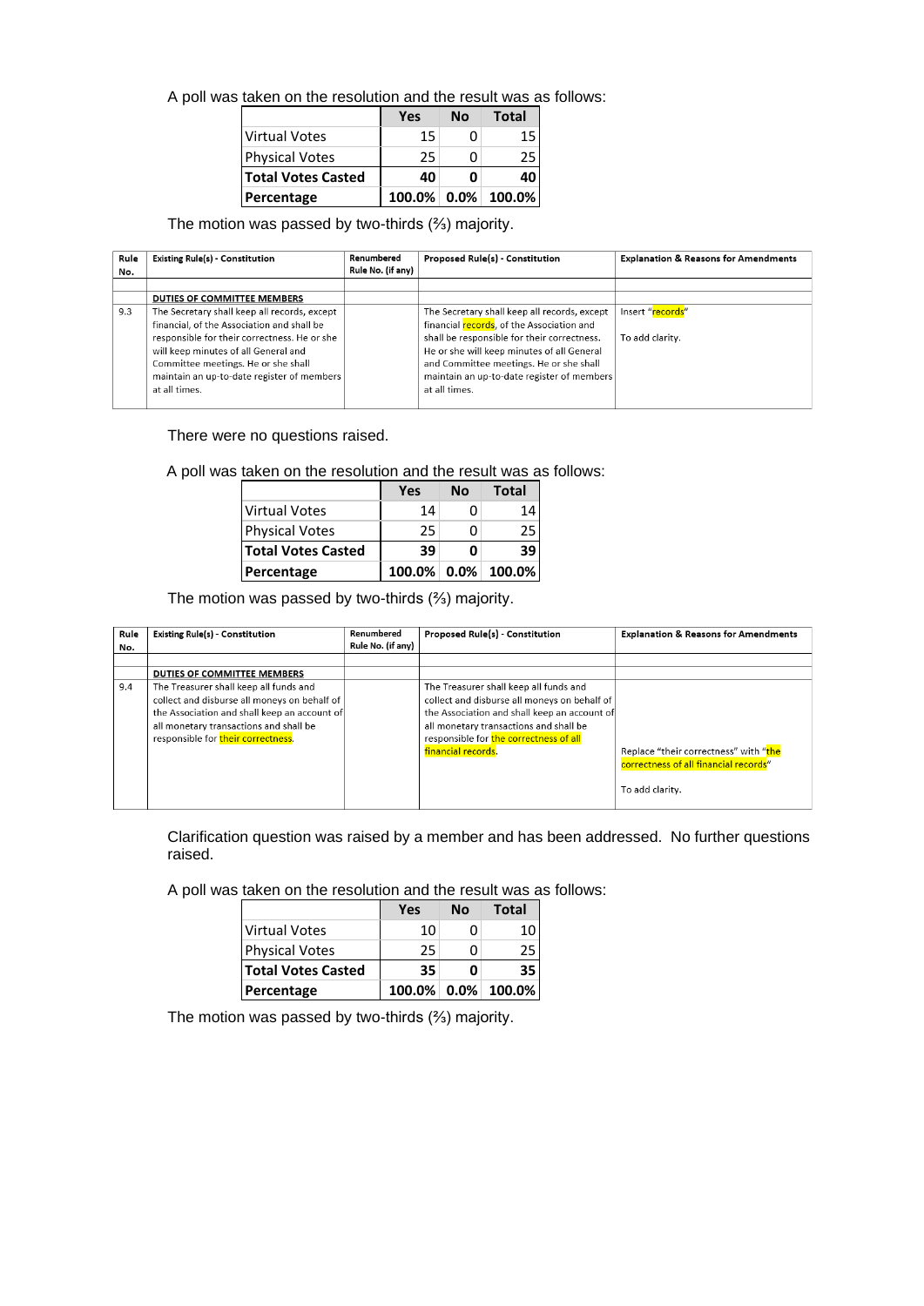A poll was taken on the resolution and the result was as follows:

| | Yes | No | Total |
|---|---|---|---|
| Virtual Votes | 15 | 0 | 15 |
| Physical Votes | 25 | 0 | 25 |
| **Total Votes Casted** | **40** | **0** | **40** |
| **Percentage** | **100.0%** | **0.0%** | **100.0%** |

The motion was passed by two-thirds (⅔) majority.

| Rule No. | Existing Rule(s) - Constitution | Renumbered Rule No. (if any) | Proposed Rule(s) - Constitution | Explanation & Reasons for Amendments |
|---|---|---|---|---|
| | | | | |
| | **DUTIES OF COMMITTEE MEMBERS** | | | |
| 9.3 | The Secretary shall keep all records, except financial, of the Association and shall be responsible for their correctness. He or she will keep minutes of all General and Committee meetings. He or she shall maintain an up-to-date register of members at all times. | | The Secretary shall keep all records, except financial records, of the Association and shall be responsible for their correctness. He or she will keep minutes of all General and Committee meetings. He or she shall maintain an up-to-date register of members at all times. | Insert "records"<br><br>To add clarity. |

There were no questions raised.

A poll was taken on the resolution and the result was as follows:

| | Yes | No | Total |
|---|---|---|---|
| Virtual Votes | 14 | 0 | 14 |
| Physical Votes | 25 | 0 | 25 |
| **Total Votes Casted** | **39** | **0** | **39** |
| **Percentage** | **100.0%** | **0.0%** | **100.0%** |

The motion was passed by two-thirds (⅔) majority.

| Rule No. | Existing Rule(s) - Constitution | Renumbered Rule No. (if any) | Proposed Rule(s) - Constitution | Explanation & Reasons for Amendments |
|---|---|---|---|---|
| | | | | |
| | **DUTIES OF COMMITTEE MEMBERS** | | | |
| 9.4 | The Treasurer shall keep all funds and collect and disburse all moneys on behalf of the Association and shall keep an account of all monetary transactions and shall be responsible for their correctness. | | The Treasurer shall keep all funds and collect and disburse all moneys on behalf of the Association and shall keep an account of all monetary transactions and shall be responsible for the correctness of all financial records. | Replace "their correctness" with "the correctness of all financial records"<br><br>To add clarity. |

Clarification question was raised by a member and has been addressed. No further questions raised.

A poll was taken on the resolution and the result was as follows:

| | Yes | No | Total |
|---|---|---|---|
| Virtual Votes | 10 | 0 | 10 |
| Physical Votes | 25 | 0 | 25 |
| **Total Votes Casted** | **35** | **0** | **35** |
| **Percentage** | **100.0%** | **0.0%** | **100.0%** |

The motion was passed by two-thirds (⅔) majority.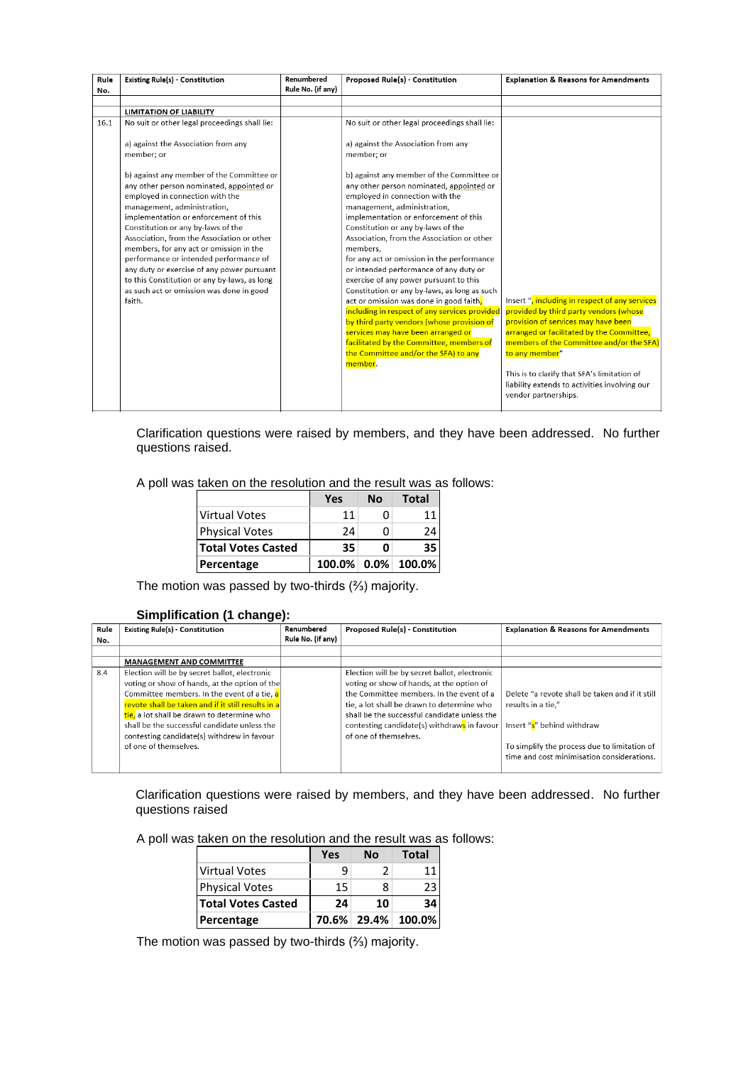| Rule No. | Existing Rule(s) - Constitution | Renumbered Rule No. (if any) | Proposed Rule(s) - Constitution | Explanation & Reasons for Amendments |
|---|---|---|---|---|
| | | | | |
| | **LIMITATION OF LIABILITY** | | | |
| 16.1 | No suit or other legal proceedings shall lie:<br><br>a) against the Association from any member; or<br><br>b) against any member of the Committee or any other person nominated, appointed or employed in connection with the management, administration, implementation or enforcement of this Constitution or any by-laws of the Association, from the Association or other members, for any act or omission in the performance or intended performance of any duty or exercise of any power pursuant to this Constitution or any by-laws, as long as such act or omission was done in good faith. | | No suit or other legal proceedings shall lie:<br><br>a) against the Association from any member; or<br><br>b) against any member of the Committee or any other person nominated, appointed or employed in connection with the management, administration, implementation or enforcement of this Constitution or any by-laws of the Association, from the Association or other members,<br>for any act or omission in the performance or intended performance of any duty or exercise of any power pursuant to this Constitution or any by-laws, as long as such act or omission was done in good faith, including in respect of any services provided by third party vendors (whose provision of services may have been arranged or facilitated by the Committee, members of the Committee and/or the SFA) to any member. | Insert ", including in respect of any services provided by third party vendors (whose provision of services may have been arranged or facilitated by the Committee, members of the Committee and/or the SFA) to any member"<br><br>This is to clarify that SFA's limitation of liability extends to activities involving our vendor partnerships. |

Clarification questions were raised by members, and they have been addressed. No further questions raised.

A poll was taken on the resolution and the result was as follows:

| | Yes | No | Total |
|---|---|---|---|
| Virtual Votes | 11 | 0 | 11 |
| Physical Votes | 24 | 0 | 24 |
| **Total Votes Casted** | **35** | **0** | **35** |
| **Percentage** | **100.0%** | **0.0%** | **100.0%** |

The motion was passed by two-thirds (⅔) majority.

### Simplification (1 change):

| Rule No. | Existing Rule(s) - Constitution | Renumbered Rule No. (if any) | Proposed Rule(s) - Constitution | Explanation & Reasons for Amendments |
|---|---|---|---|---|
| | | | | |
| | **MANAGEMENT AND COMMITTEE** | | | |
| 8.4 | Election will be by secret ballot, electronic voting or show of hands, at the option of the Committee members. In the event of a tie, a revote shall be taken and if it still results in a tie, a lot shall be drawn to determine who shall be the successful candidate unless the contesting candidate(s) withdrew in favour of one of themselves. | | Election will be by secret ballot, electronic voting or show of hands, at the option of the Committee members. In the event of a tie, a lot shall be drawn to determine who shall be the successful candidate unless the contesting candidate(s) withdraws in favour of one of themselves. | Delete "a revote shall be taken and if it still results in a tie,"<br><br>Insert "s" behind withdraw<br><br>To simplify the process due to limitation of time and cost minimisation considerations. |

Clarification questions were raised by members, and they have been addressed. No further questions raised

A poll was taken on the resolution and the result was as follows:

| | Yes | No | Total |
|---|---|---|---|
| Virtual Votes | 9 | 2 | 11 |
| Physical Votes | 15 | 8 | 23 |
| **Total Votes Casted** | **24** | **10** | **34** |
| **Percentage** | **70.6%** | **29.4%** | **100.0%** |

The motion was passed by two-thirds (⅔) majority.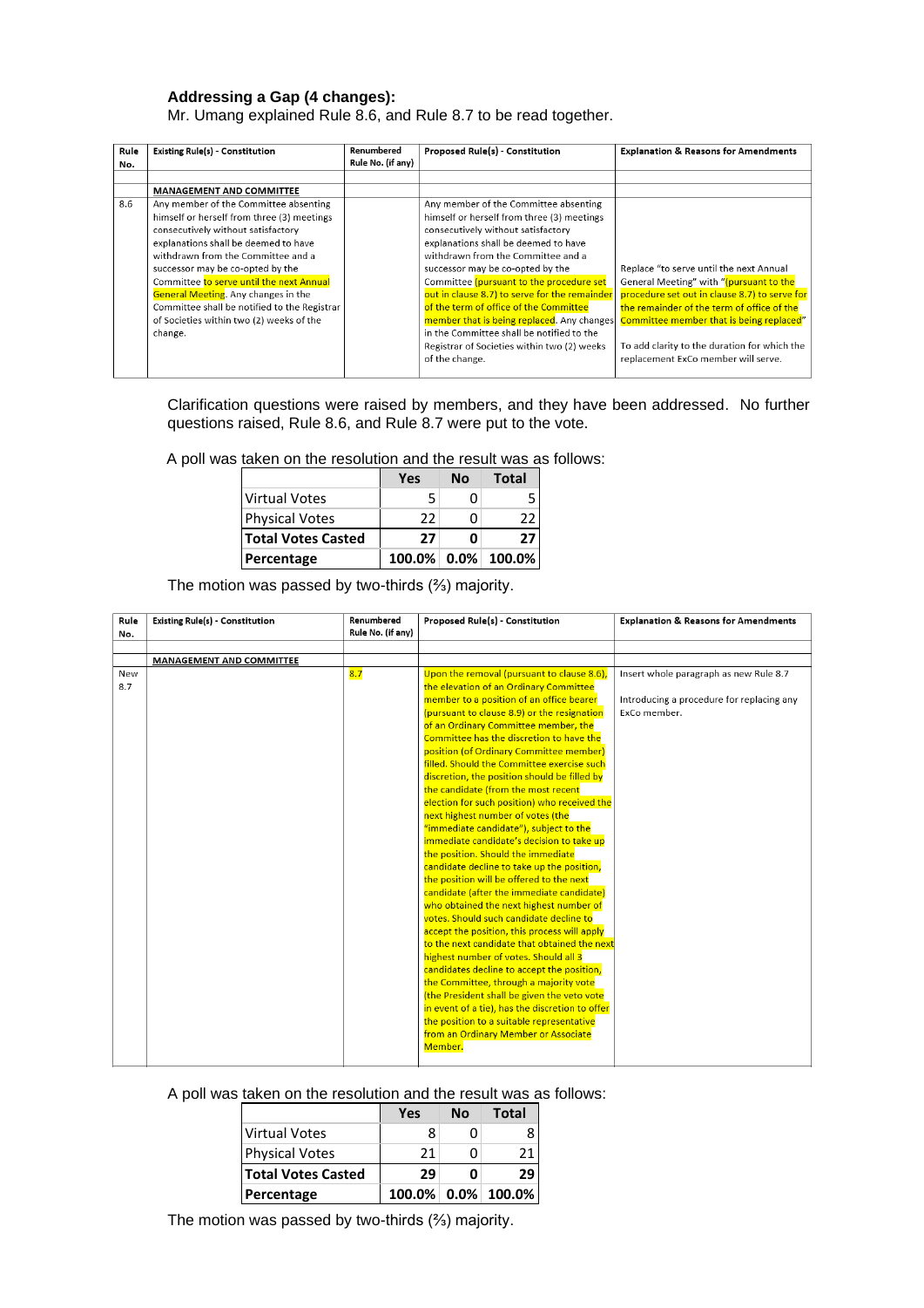### Addressing a Gap (4 changes):

Mr. Umang explained Rule 8.6, and Rule 8.7 to be read together.

| Rule No. | Existing Rule(s) - Constitution | Renumbered Rule No. (if any) | Proposed Rule(s) - Constitution | Explanation & Reasons for Amendments |
|---|---|---|---|---|
| | | | | |
| | **MANAGEMENT AND COMMITTEE** | | | |
| 8.6 | Any member of the Committee absenting himself or herself from three (3) meetings consecutively without satisfactory explanations shall be deemed to have withdrawn from the Committee and a successor may be co-opted by the Committee to serve until the next Annual General Meeting. Any changes in the Committee shall be notified to the Registrar of Societies within two (2) weeks of the change. | | Any member of the Committee absenting himself or herself from three (3) meetings consecutively without satisfactory explanations shall be deemed to have withdrawn from the Committee and a successor may be co-opted by the Committee (pursuant to the procedure set out in clause 8.7) to serve for the remainder of the term of office of the Committee member that is being replaced. Any changes in the Committee shall be notified to the Registrar of Societies within two (2) weeks of the change. | Replace "to serve until the next Annual General Meeting" with "(pursuant to the procedure set out in clause 8.7) to serve for the remainder of the term of office of the Committee member that is being replaced"<br><br>To add clarity to the duration for which the replacement ExCo member will serve. |

Clarification questions were raised by members, and they have been addressed. No further questions raised, Rule 8.6, and Rule 8.7 were put to the vote.

A poll was taken on the resolution and the result was as follows:

| | Yes | No | Total |
|---|---|---|---|
| Virtual Votes | 5 | 0 | 5 |
| Physical Votes | 22 | 0 | 22 |
| **Total Votes Casted** | **27** | **0** | **27** |
| **Percentage** | **100.0%** | **0.0%** | **100.0%** |

The motion was passed by two-thirds (⅔) majority.

| Rule No. | Existing Rule(s) - Constitution | Renumbered Rule No. (if any) | Proposed Rule(s) - Constitution | Explanation & Reasons for Amendments |
|---|---|---|---|---|
| | | | | |
| | **MANAGEMENT AND COMMITTEE** | | | |
| New 8.7 | | 8.7 | Upon the removal (pursuant to clause 8.6), the elevation of an Ordinary Committee member to a position of an office bearer (pursuant to clause 8.9) or the resignation of an Ordinary Committee member, the Committee has the discretion to have the position (of Ordinary Committee member) filled. Should the Committee exercise such discretion, the position should be filled by the candidate (from the most recent election for such position) who received the next highest number of votes (the "immediate candidate"), subject to the immediate candidate's decision to take up the position. Should the immediate candidate decline to take up the position, the position will be offered to the next candidate (after the immediate candidate) who obtained the next highest number of votes. Should such candidate decline to accept the position, this process will apply to the next candidate that obtained the next highest number of votes. Should all 3 candidates decline to accept the position, the Committee, through a majority vote (the President shall be given the veto vote in event of a tie), has the discretion to offer the position to a suitable representative from an Ordinary Member or Associate Member. | Insert whole paragraph as new Rule 8.7<br><br>Introducing a procedure for replacing any ExCo member. |

A poll was taken on the resolution and the result was as follows:

| | Yes | No | Total |
|---|---|---|---|
| Virtual Votes | 8 | 0 | 8 |
| Physical Votes | 21 | 0 | 21 |
| **Total Votes Casted** | **29** | **0** | **29** |
| **Percentage** | **100.0%** | **0.0%** | **100.0%** |

The motion was passed by two-thirds (⅔) majority.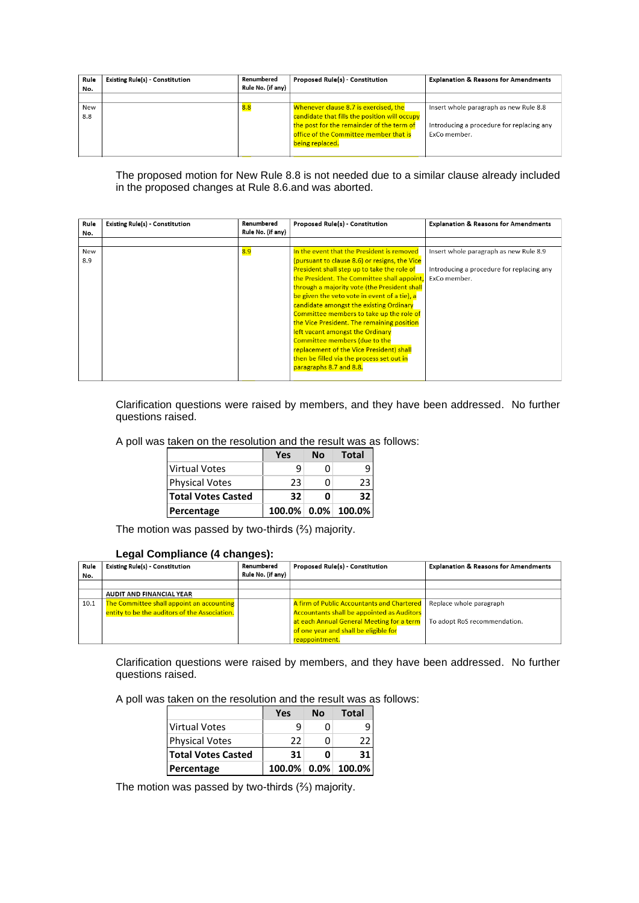| Rule No. | Existing Rule(s) - Constitution | Renumbered Rule No. (if any) | Proposed Rule(s) - Constitution | Explanation & Reasons for Amendments |
| --- | --- | --- | --- | --- |
| | | | | |
| New 8.8 | | 8.8 | Whenever clause 8.7 is exercised, the candidate that fills the position will occupy the post for the remainder of the term of office of the Committee member that is being replaced. | Insert whole paragraph as new Rule 8.8<br><br>Introducing a procedure for replacing any ExCo member. |

The proposed motion for New Rule 8.8 is not needed due to a similar clause already included in the proposed changes at Rule 8.6.and was aborted.

| Rule No. | Existing Rule(s) - Constitution | Renumbered Rule No. (if any) | Proposed Rule(s) - Constitution | Explanation & Reasons for Amendments |
| --- | --- | --- | --- | --- |
| | | | | |
| New 8.9 | | 8.9 | In the event that the President is removed (pursuant to clause 8.6) or resigns, the Vice President shall step up to take the role of the President. The Committee shall appoint, through a majority vote (the President shall be given the veto vote in event of a tie), a candidate amongst the existing Ordinary Committee members to take up the role of the Vice President. The remaining position left vacant amongst the Ordinary Committee members (due to the replacement of the Vice President) shall then be filled via the process set out in paragraphs 8.7 and 8.8. | Insert whole paragraph as new Rule 8.9<br><br>Introducing a procedure for replacing any ExCo member. |

Clarification questions were raised by members, and they have been addressed. No further questions raised.

A poll was taken on the resolution and the result was as follows:

| | Yes | No | Total |
| --- | --- | --- | --- |
| Virtual Votes | 9 | 0 | 9 |
| Physical Votes | 23 | 0 | 23 |
| **Total Votes Casted** | **32** | **0** | **32** |
| **Percentage** | **100.0%** | **0.0%** | **100.0%** |

The motion was passed by two-thirds (⅔) majority.

**Legal Compliance (4 changes):**

| Rule No. | Existing Rule(s) - Constitution | Renumbered Rule No. (if any) | Proposed Rule(s) - Constitution | Explanation & Reasons for Amendments |
| --- | --- | --- | --- | --- |
| | | | | |
| | **AUDIT AND FINANCIAL YEAR** | | | |
| 10.1 | The Committee shall appoint an accounting entity to be the auditors of the Association. | | A firm of Public Accountants and Chartered Accountants shall be appointed as Auditors at each Annual General Meeting for a term of one year and shall be eligible for reappointment. | Replace whole paragraph<br><br>To adopt RoS recommendation. |

Clarification questions were raised by members, and they have been addressed. No further questions raised.

A poll was taken on the resolution and the result was as follows:

| | Yes | No | Total |
| --- | --- | --- | --- |
| Virtual Votes | 9 | 0 | 9 |
| Physical Votes | 22 | 0 | 22 |
| **Total Votes Casted** | **31** | **0** | **31** |
| **Percentage** | **100.0%** | **0.0%** | **100.0%** |

The motion was passed by two-thirds (⅔) majority.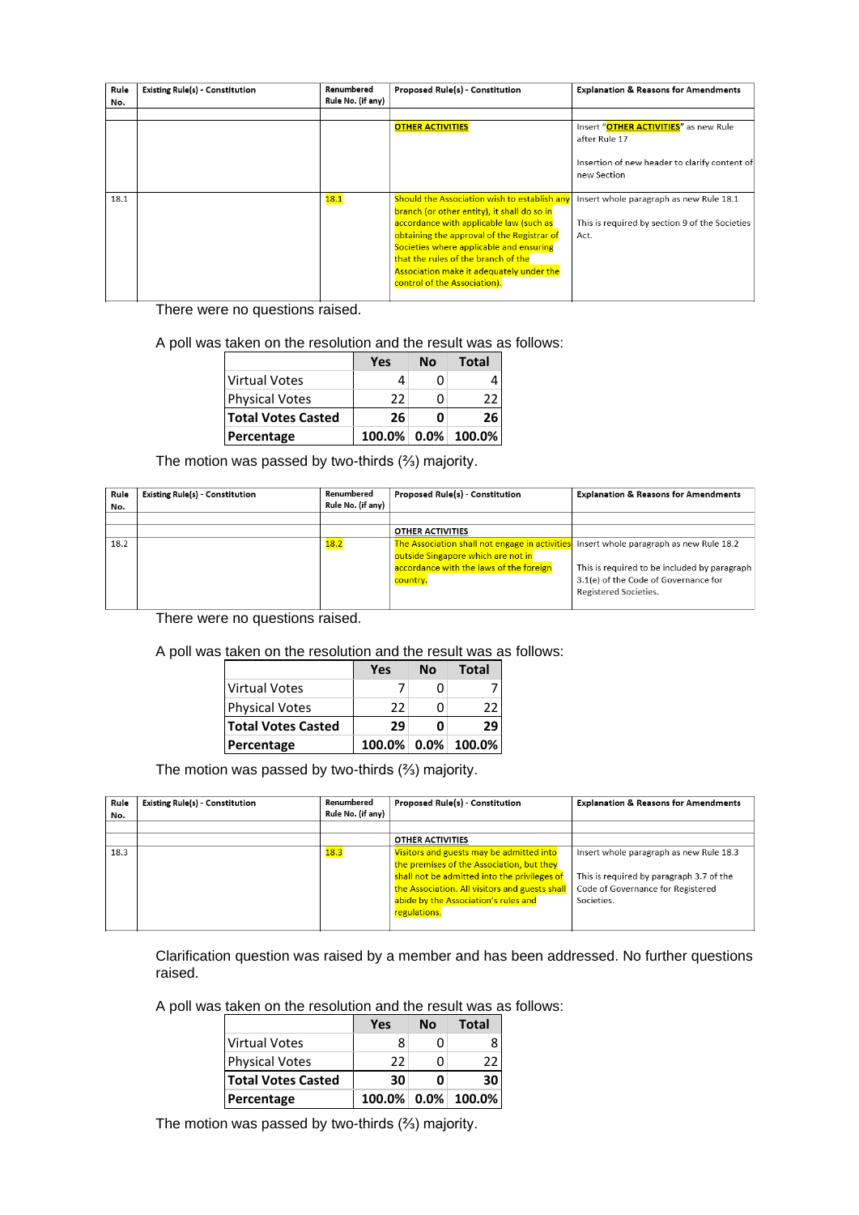| Rule No. | Existing Rule(s) - Constitution | Renumbered Rule No. (if any) | Proposed Rule(s) - Constitution | Explanation & Reasons for Amendments |
|---|---|---|---|---|
| | | | | |
| | | | **OTHER ACTIVITIES** | Insert "**OTHER ACTIVITIES**" as new Rule after Rule 17<br><br>Insertion of new header to clarify content of new Section |
| 18.1 | | 18.1 | Should the Association wish to establish any branch (or other entity), it shall do so in accordance with applicable law (such as obtaining the approval of the Registrar of Societies where applicable and ensuring that the rules of the branch of the Association make it adequately under the control of the Association). | Insert whole paragraph as new Rule 18.1<br><br>This is required by section 9 of the Societies Act. |

There were no questions raised.

A poll was taken on the resolution and the result was as follows:

| | Yes | No | Total |
|---|---|---|---|
| Virtual Votes | 4 | 0 | 4 |
| Physical Votes | 22 | 0 | 22 |
| **Total Votes Casted** | **26** | **0** | **26** |
| **Percentage** | **100.0%** | **0.0%** | **100.0%** |

The motion was passed by two-thirds (⅔) majority.

| Rule No. | Existing Rule(s) - Constitution | Renumbered Rule No. (if any) | Proposed Rule(s) - Constitution | Explanation & Reasons for Amendments |
|---|---|---|---|---|
| | | | | |
| | | | **OTHER ACTIVITIES** | |
| 18.2 | | 18.2 | The Association shall not engage in activities outside Singapore which are not in accordance with the laws of the foreign country. | Insert whole paragraph as new Rule 18.2<br><br>This is required to be included by paragraph 3.1(e) of the Code of Governance for Registered Societies. |

There were no questions raised.

A poll was taken on the resolution and the result was as follows:

| | Yes | No | Total |
|---|---|---|---|
| Virtual Votes | 7 | 0 | 7 |
| Physical Votes | 22 | 0 | 22 |
| **Total Votes Casted** | **29** | **0** | **29** |
| **Percentage** | **100.0%** | **0.0%** | **100.0%** |

The motion was passed by two-thirds (⅔) majority.

| Rule No. | Existing Rule(s) - Constitution | Renumbered Rule No. (if any) | Proposed Rule(s) - Constitution | Explanation & Reasons for Amendments |
|---|---|---|---|---|
| | | | | |
| | | | **OTHER ACTIVITIES** | |
| 18.3 | | 18.3 | Visitors and guests may be admitted into the premises of the Association, but they shall not be admitted into the privileges of the Association. All visitors and guests shall abide by the Association's rules and regulations. | Insert whole paragraph as new Rule 18.3<br><br>This is required by paragraph 3.7 of the Code of Governance for Registered Societies. |

Clarification question was raised by a member and has been addressed. No further questions raised.

A poll was taken on the resolution and the result was as follows:

| | Yes | No | Total |
|---|---|---|---|
| Virtual Votes | 8 | 0 | 8 |
| Physical Votes | 22 | 0 | 22 |
| **Total Votes Casted** | **30** | **0** | **30** |
| **Percentage** | **100.0%** | **0.0%** | **100.0%** |

The motion was passed by two-thirds (⅔) majority.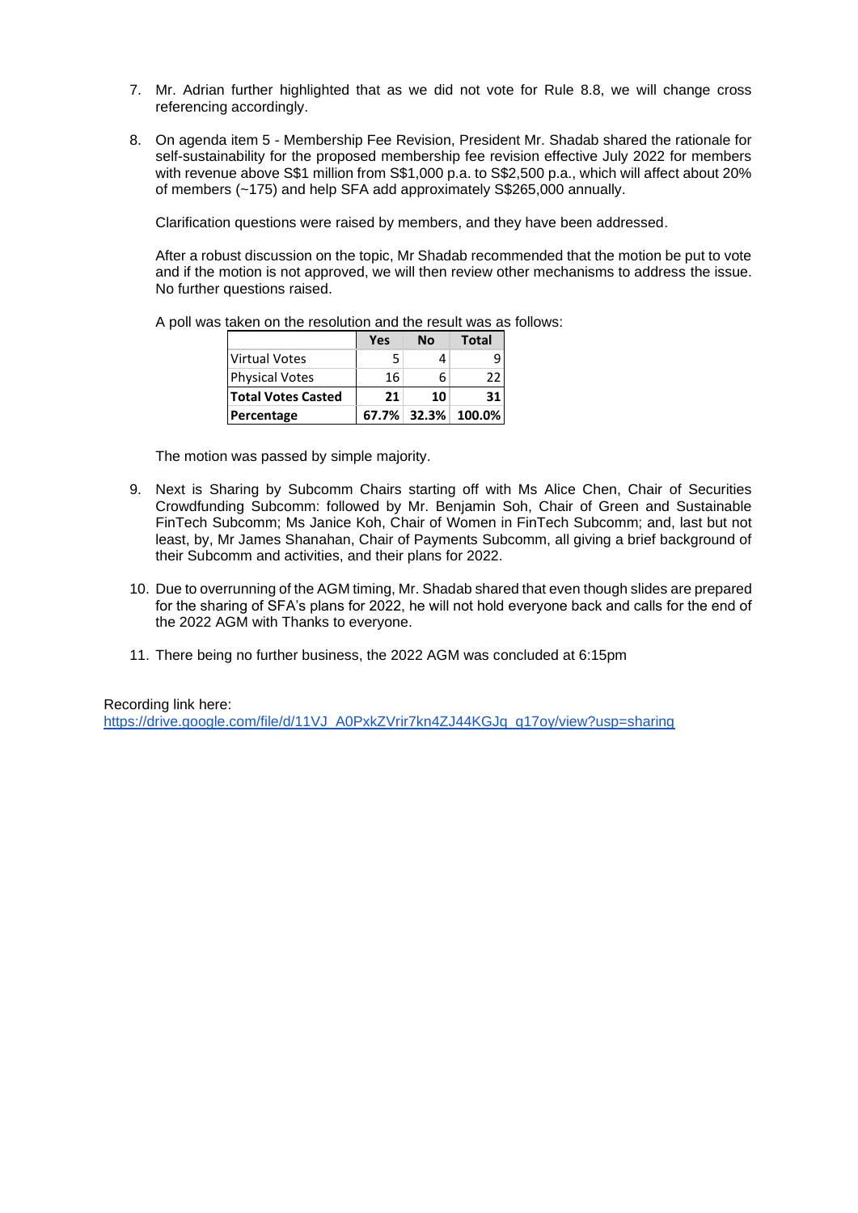7. Mr. Adrian further highlighted that as we did not vote for Rule 8.8, we will change cross referencing accordingly.

8. On agenda item 5 - Membership Fee Revision, President Mr. Shadab shared the rationale for self-sustainability for the proposed membership fee revision effective July 2022 for members with revenue above S$1 million from S$1,000 p.a. to S$2,500 p.a., which will affect about 20% of members (~175) and help SFA add approximately S$265,000 annually.

   Clarification questions were raised by members, and they have been addressed.

   After a robust discussion on the topic, Mr Shadab recommended that the motion be put to vote and if the motion is not approved, we will then review other mechanisms to address the issue. No further questions raised.

   A poll was taken on the resolution and the result was as follows:

   | | Yes | No | Total |
   |---|---|---|---|
   | Virtual Votes | 5 | 4 | 9 |
   | Physical Votes | 16 | 6 | 22 |
   | **Total Votes Casted** | **21** | **10** | **31** |
   | **Percentage** | **67.7%** | **32.3%** | **100.0%** |

   The motion was passed by simple majority.

9. Next is Sharing by Subcomm Chairs starting off with Ms Alice Chen, Chair of Securities Crowdfunding Subcomm: followed by Mr. Benjamin Soh, Chair of Green and Sustainable FinTech Subcomm; Ms Janice Koh, Chair of Women in FinTech Subcomm; and, last but not least, by, Mr James Shanahan, Chair of Payments Subcomm, all giving a brief background of their Subcomm and activities, and their plans for 2022.

10. Due to overrunning of the AGM timing, Mr. Shadab shared that even though slides are prepared for the sharing of SFA's plans for 2022, he will not hold everyone back and calls for the end of the 2022 AGM with Thanks to everyone.

11. There being no further business, the 2022 AGM was concluded at 6:15pm

Recording link here:
[https://drive.google.com/file/d/11VJ_A0PxkZVrir7kn4ZJ44KGJq_q17oy/view?usp=sharing](https://drive.google.com/file/d/11VJ_A0PxkZVrir7kn4ZJ44KGJq_q17oy/view?usp=sharing)